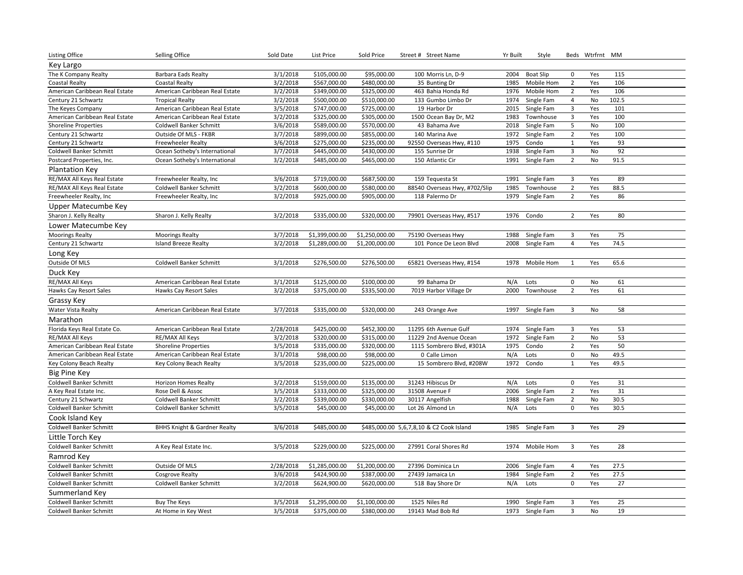| Listing Office | Selling Office | Sold Date | List Price | Sold Price | Street # Street Name | Yr Built | Style | Beds | Wtrfrnt | MM |
|---|---|---|---|---|---|---|---|---|---|---|
| **Key Largo** | | | | | | | | | | |
| The K Company Realty | Barbara Eads Realty | 3/1/2018 | $105,000.00 | $95,000.00 | 100 Morris Ln, D-9 | 2004 | Boat Slip | 0 | Yes | 115 |
| Coastal Realty | Coastal Realty | 3/2/2018 | $567,000.00 | $480,000.00 | 35 Bunting Dr | 1985 | Mobile Hom | 2 | Yes | 106 |
| American Caribbean Real Estate | American Caribbean Real Estate | 3/2/2018 | $349,000.00 | $325,000.00 | 463 Bahia Honda Rd | 1976 | Mobile Hom | 2 | Yes | 106 |
| Century 21 Schwartz | Tropical Realty | 3/2/2018 | $500,000.00 | $510,000.00 | 133 Gumbo Limbo Dr | 1974 | Single Fam | 4 | No | 102.5 |
| The Keyes Company | American Caribbean Real Estate | 3/5/2018 | $747,000.00 | $725,000.00 | 19 Harbor Dr | 2015 | Single Fam | 3 | Yes | 101 |
| American Caribbean Real Estate | American Caribbean Real Estate | 3/2/2018 | $325,000.00 | $305,000.00 | 1500 Ocean Bay Dr, M2 | 1983 | Townhouse | 3 | Yes | 100 |
| Shoreline Properties | Coldwell Banker Schmitt | 3/6/2018 | $589,000.00 | $570,000.00 | 43 Bahama Ave | 2018 | Single Fam | 5 | No | 100 |
| Century 21 Schwartz | Outside Of MLS - FKBR | 3/7/2018 | $899,000.00 | $855,000.00 | 140 Marina Ave | 1972 | Single Fam | 2 | Yes | 100 |
| Century 21 Schwartz | Freewheeler Realty | 3/6/2018 | $275,000.00 | $235,000.00 | 92550 Overseas Hwy, #110 | 1975 | Condo | 1 | Yes | 93 |
| Coldwell Banker Schmitt | Ocean Sotheby's International | 3/7/2018 | $445,000.00 | $430,000.00 | 155 Sunrise Dr | 1938 | Single Fam | 3 | No | 92 |
| Postcard Properties, Inc. | Ocean Sotheby's International | 3/2/2018 | $485,000.00 | $465,000.00 | 150 Atlantic Cir | 1991 | Single Fam | 2 | No | 91.5 |
| **Plantation Key** | | | | | | | | | | |
| RE/MAX All Keys Real Estate | Freewheeler Realty, Inc | 3/6/2018 | $719,000.00 | $687,500.00 | 159 Tequesta St | 1991 | Single Fam | 3 | Yes | 89 |
| RE/MAX All Keys Real Estate | Coldwell Banker Schmitt | 3/2/2018 | $600,000.00 | $580,000.00 | 88540 Overseas Hwy, #702/Slip | 1985 | Townhouse | 2 | Yes | 88.5 |
| Freewheeler Realty, Inc | Freewheeler Realty, Inc | 3/2/2018 | $925,000.00 | $905,000.00 | 118 Palermo Dr | 1979 | Single Fam | 2 | Yes | 86 |
| **Upper Matecumbe Key** | | | | | | | | | | |
| Sharon J. Kelly Realty | Sharon J. Kelly Realty | 3/2/2018 | $335,000.00 | $320,000.00 | 79901 Overseas Hwy, #517 | 1976 | Condo | 2 | Yes | 80 |
| **Lower Matecumbe Key** | | | | | | | | | | |
| Moorings Realty | Moorings Realty | 3/7/2018 | $1,399,000.00 | $1,250,000.00 | 75190 Overseas Hwy | 1988 | Single Fam | 3 | Yes | 75 |
| Century 21 Schwartz | Island Breeze Realty | 3/2/2018 | $1,289,000.00 | $1,200,000.00 | 101 Ponce De Leon Blvd | 2008 | Single Fam | 4 | Yes | 74.5 |
| **Long Key** | | | | | | | | | | |
| Outside Of MLS | Coldwell Banker Schmitt | 3/1/2018 | $276,500.00 | $276,500.00 | 65821 Overseas Hwy, #154 | 1978 | Mobile Hom | 1 | Yes | 65.6 |
| **Duck Key** | | | | | | | | | | |
| RE/MAX All Keys | American Caribbean Real Estate | 3/1/2018 | $125,000.00 | $100,000.00 | 99 Bahama Dr | N/A | Lots | 0 | No | 61 |
| Hawks Cay Resort Sales | Hawks Cay Resort Sales | 3/2/2018 | $375,000.00 | $335,500.00 | 7019 Harbor Village Dr | 2000 | Townhouse | 2 | Yes | 61 |
| **Grassy Key** | | | | | | | | | | |
| Water Vista Realty | American Caribbean Real Estate | 3/7/2018 | $335,000.00 | $320,000.00 | 243 Orange Ave | 1997 | Single Fam | 3 | No | 58 |
| **Marathon** | | | | | | | | | | |
| Florida Keys Real Estate Co. | American Caribbean Real Estate | 2/28/2018 | $425,000.00 | $452,300.00 | 11295 6th Avenue Gulf | 1974 | Single Fam | 3 | Yes | 53 |
| RE/MAX All Keys | RE/MAX All Keys | 3/2/2018 | $320,000.00 | $315,000.00 | 11229 2nd Avenue Ocean | 1972 | Single Fam | 2 | No | 53 |
| American Caribbean Real Estate | Shoreline Properties | 3/5/2018 | $335,000.00 | $320,000.00 | 1115 Sombrero Blvd, #301A | 1975 | Condo | 2 | Yes | 50 |
| American Caribbean Real Estate | American Caribbean Real Estate | 3/1/2018 | $98,000.00 | $98,000.00 | 0 Calle Limon | N/A | Lots | 0 | No | 49.5 |
| Key Colony Beach Realty | Key Colony Beach Realty | 3/5/2018 | $235,000.00 | $225,000.00 | 15 Sombrero Blvd, #208W | 1972 | Condo | 1 | Yes | 49.5 |
| **Big Pine Key** | | | | | | | | | | |
| Coldwell Banker Schmitt | Horizon Homes Realty | 3/2/2018 | $159,000.00 | $135,000.00 | 31243 Hibiscus Dr | N/A | Lots | 0 | Yes | 31 |
| A Key Real Estate Inc. | Rose Dell & Assoc | 3/5/2018 | $333,000.00 | $325,000.00 | 31508 Avenue F | 2006 | Single Fam | 2 | Yes | 31 |
| Century 21 Schwartz | Coldwell Banker Schmitt | 3/2/2018 | $339,000.00 | $330,000.00 | 30117 Angelfish | 1988 | Single Fam | 2 | No | 30.5 |
| Coldwell Banker Schmitt | Coldwell Banker Schmitt | 3/5/2018 | $45,000.00 | $45,000.00 | Lot 26 Almond Ln | N/A | Lots | 0 | Yes | 30.5 |
| **Cook Island Key** | | | | | | | | | | |
| Coldwell Banker Schmitt | BHHS Knight & Gardner Realty | 3/6/2018 | $485,000.00 | $485,000.00 | 5,6,7,8,10 & C2 Cook Island | 1985 | Single Fam | 3 | Yes | 29 |
| **Little Torch Key** | | | | | | | | | | |
| Coldwell Banker Schmitt | A Key Real Estate Inc. | 3/5/2018 | $229,000.00 | $225,000.00 | 27991 Coral Shores Rd | 1974 | Mobile Hom | 3 | Yes | 28 |
| **Ramrod Key** | | | | | | | | | | |
| Coldwell Banker Schmitt | Outside Of MLS | 2/28/2018 | $1,285,000.00 | $1,200,000.00 | 27396 Dominica Ln | 2006 | Single Fam | 4 | Yes | 27.5 |
| Coldwell Banker Schmitt | Cosgrove Realty | 3/6/2018 | $424,900.00 | $387,000.00 | 27439 Jamaica Ln | 1984 | Single Fam | 2 | Yes | 27.5 |
| Coldwell Banker Schmitt | Coldwell Banker Schmitt | 3/2/2018 | $624,900.00 | $620,000.00 | 518 Bay Shore Dr | N/A | Lots | 0 | Yes | 27 |
| **Summerland Key** | | | | | | | | | | |
| Coldwell Banker Schmitt | Buy The Keys | 3/5/2018 | $1,295,000.00 | $1,100,000.00 | 1525 Niles Rd | 1990 | Single Fam | 3 | Yes | 25 |
| Coldwell Banker Schmitt | At Home in Key West | 3/5/2018 | $375,000.00 | $380,000.00 | 19143 Mad Bob Rd | 1973 | Single Fam | 3 | No | 19 |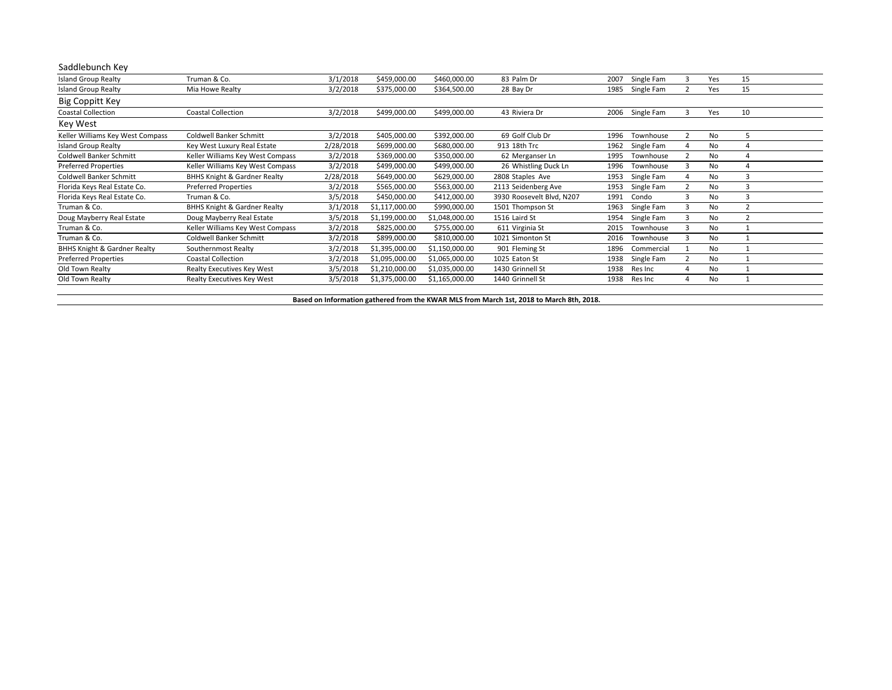| | | | | | | | | | | |
|---|---|---|---|---|---|---|---|---|---|---|
| Saddlebunch Key | | | | | | | | | | |
| Island Group Realty | Truman & Co. | 3/1/2018 | $459,000.00 | $460,000.00 | 83 Palm Dr | 2007 | Single Fam | 3 | Yes | 15 |
| Island Group Realty | Mia Howe Realty | 3/2/2018 | $375,000.00 | $364,500.00 | 28 Bay Dr | 1985 | Single Fam | 2 | Yes | 15 |
| Big Coppitt Key | | | | | | | | | | |
| Coastal Collection | Coastal Collection | 3/2/2018 | $499,000.00 | $499,000.00 | 43 Riviera Dr | 2006 | Single Fam | 3 | Yes | 10 |
| Key West | | | | | | | | | | |
| Keller Williams Key West Compass | Coldwell Banker Schmitt | 3/2/2018 | $405,000.00 | $392,000.00 | 69 Golf Club Dr | 1996 | Townhouse | 2 | No | 5 |
| Island Group Realty | Key West Luxury Real Estate | 2/28/2018 | $699,000.00 | $680,000.00 | 913 18th Trc | 1962 | Single Fam | 4 | No | 4 |
| Coldwell Banker Schmitt | Keller Williams Key West Compass | 3/2/2018 | $369,000.00 | $350,000.00 | 62 Merganser Ln | 1995 | Townhouse | 2 | No | 4 |
| Preferred Properties | Keller Williams Key West Compass | 3/2/2018 | $499,000.00 | $499,000.00 | 26 Whistling Duck Ln | 1996 | Townhouse | 3 | No | 4 |
| Coldwell Banker Schmitt | BHHS Knight & Gardner Realty | 2/28/2018 | $649,000.00 | $629,000.00 | 2808 Staples Ave | 1953 | Single Fam | 4 | No | 3 |
| Florida Keys Real Estate Co. | Preferred Properties | 3/2/2018 | $565,000.00 | $563,000.00 | 2113 Seidenberg Ave | 1953 | Single Fam | 2 | No | 3 |
| Florida Keys Real Estate Co. | Truman & Co. | 3/5/2018 | $450,000.00 | $412,000.00 | 3930 Roosevelt Blvd, N207 | 1991 | Condo | 3 | No | 3 |
| Truman & Co. | BHHS Knight & Gardner Realty | 3/1/2018 | $1,117,000.00 | $990,000.00 | 1501 Thompson St | 1963 | Single Fam | 3 | No | 2 |
| Doug Mayberry Real Estate | Doug Mayberry Real Estate | 3/5/2018 | $1,199,000.00 | $1,048,000.00 | 1516 Laird St | 1954 | Single Fam | 3 | No | 2 |
| Truman & Co. | Keller Williams Key West Compass | 3/2/2018 | $825,000.00 | $755,000.00 | 611 Virginia St | 2015 | Townhouse | 3 | No | 1 |
| Truman & Co. | Coldwell Banker Schmitt | 3/2/2018 | $899,000.00 | $810,000.00 | 1021 Simonton St | 2016 | Townhouse | 3 | No | 1 |
| BHHS Knight & Gardner Realty | Southernmost Realty | 3/2/2018 | $1,395,000.00 | $1,150,000.00 | 901 Fleming St | 1896 | Commercial | 1 | No | 1 |
| Preferred Properties | Coastal Collection | 3/2/2018 | $1,095,000.00 | $1,065,000.00 | 1025 Eaton St | 1938 | Single Fam | 2 | No | 1 |
| Old Town Realty | Realty Executives Key West | 3/5/2018 | $1,210,000.00 | $1,035,000.00 | 1430 Grinnell St | 1938 | Res Inc | 4 | No | 1 |
| Old Town Realty | Realty Executives Key West | 3/5/2018 | $1,375,000.00 | $1,165,000.00 | 1440 Grinnell St | 1938 | Res Inc | 4 | No | 1 |

**Based on Information gathered from the KWAR MLS from March 1st, 2018 to March 8th, 2018.**